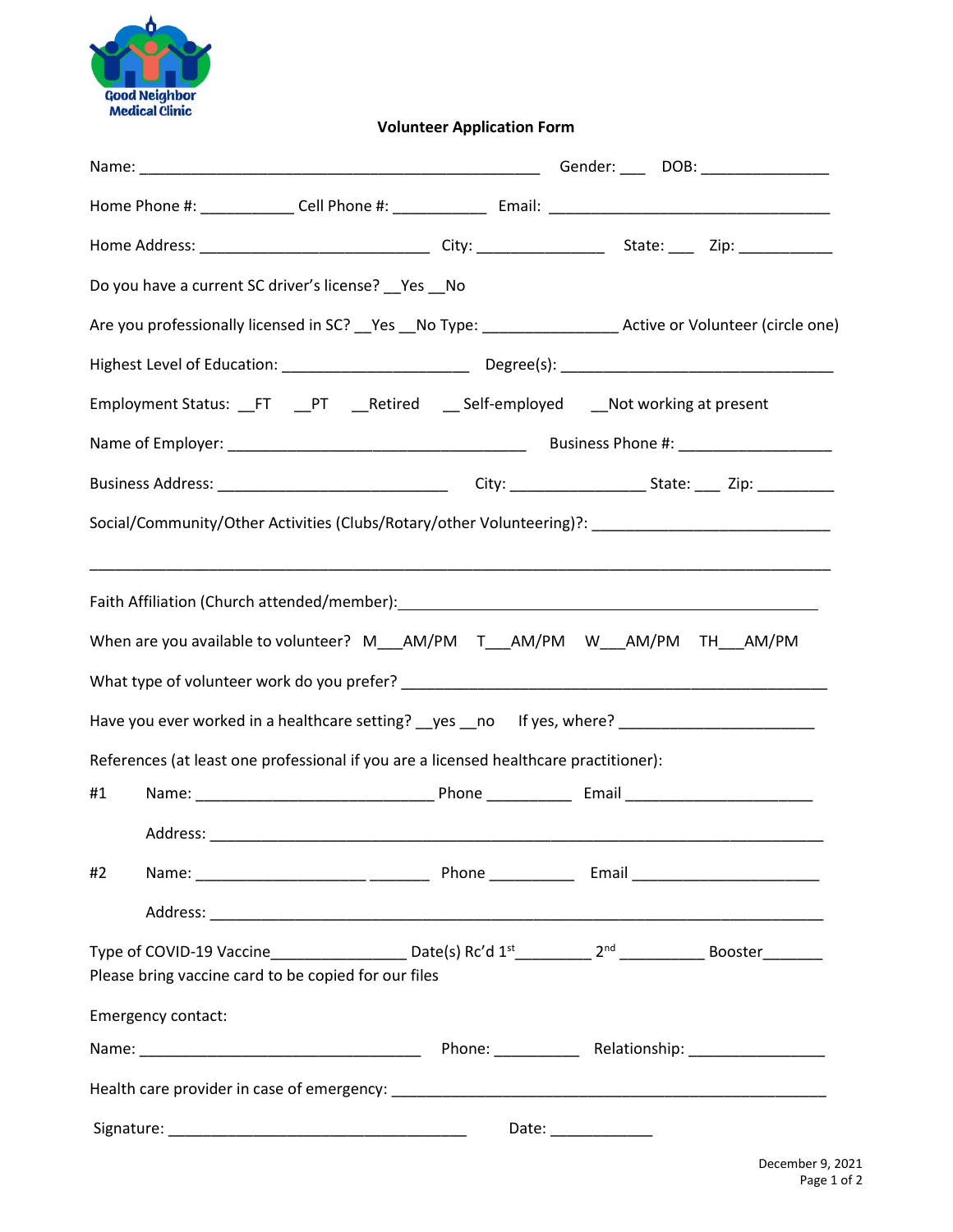Good Neighbor Medical Clinic

## Volunteer Application Form

Name: ________________________________________________ Gender: ___ DOB: _______________

Home Phone #: ___________ Cell Phone #: ___________ Email: __________________________________

Home Address: ___________________________ City: _______________ State: ___ Zip: ___________

Do you have a current SC driver's license? __Yes __No

Are you professionally licensed in SC? __Yes __No Type: ________________ Active or Volunteer (circle one)

Highest Level of Education: ______________________ Degree(s): _________________________________

Employment Status: __FT __PT __Retired __ Self-employed __Not working at present

Name of Employer: ____________________________________ Business Phone #: __________________

Business Address: ___________________________ City: ________________ State: ___ Zip: _________

Social/Community/Other Activities (Clubs/Rotary/other Volunteering)?: ____________________________

_____________________________________________________________________________________

Faith Affiliation (Church attended/member): ____________________________________________

When are you available to volunteer? M___AM/PM T___AM/PM W___AM/PM TH___AM/PM

What type of volunteer work do you prefer? _____________________________________________

Have you ever worked in a healthcare setting? __yes __no If yes, where? _______________________

References (at least one professional if you are a licensed healthcare practitioner):

#1 Name: ____________________________ Phone __________ Email ______________________

Address: _________________________________________________________________________

#2 Name: ____________________ ________ Phone __________ Email ______________________

Address: _________________________________________________________________________

Type of COVID-19 Vaccine________________ Date(s) Rc'd 1st_________ 2nd __________ Booster_______
Please bring vaccine card to be copied for our files

Emergency contact:

Name: _________________________________ Phone: __________ Relationship: ________________

Health care provider in case of emergency: ____________________________________________________

Signature: ___________________________________ Date: ____________

December 9, 2021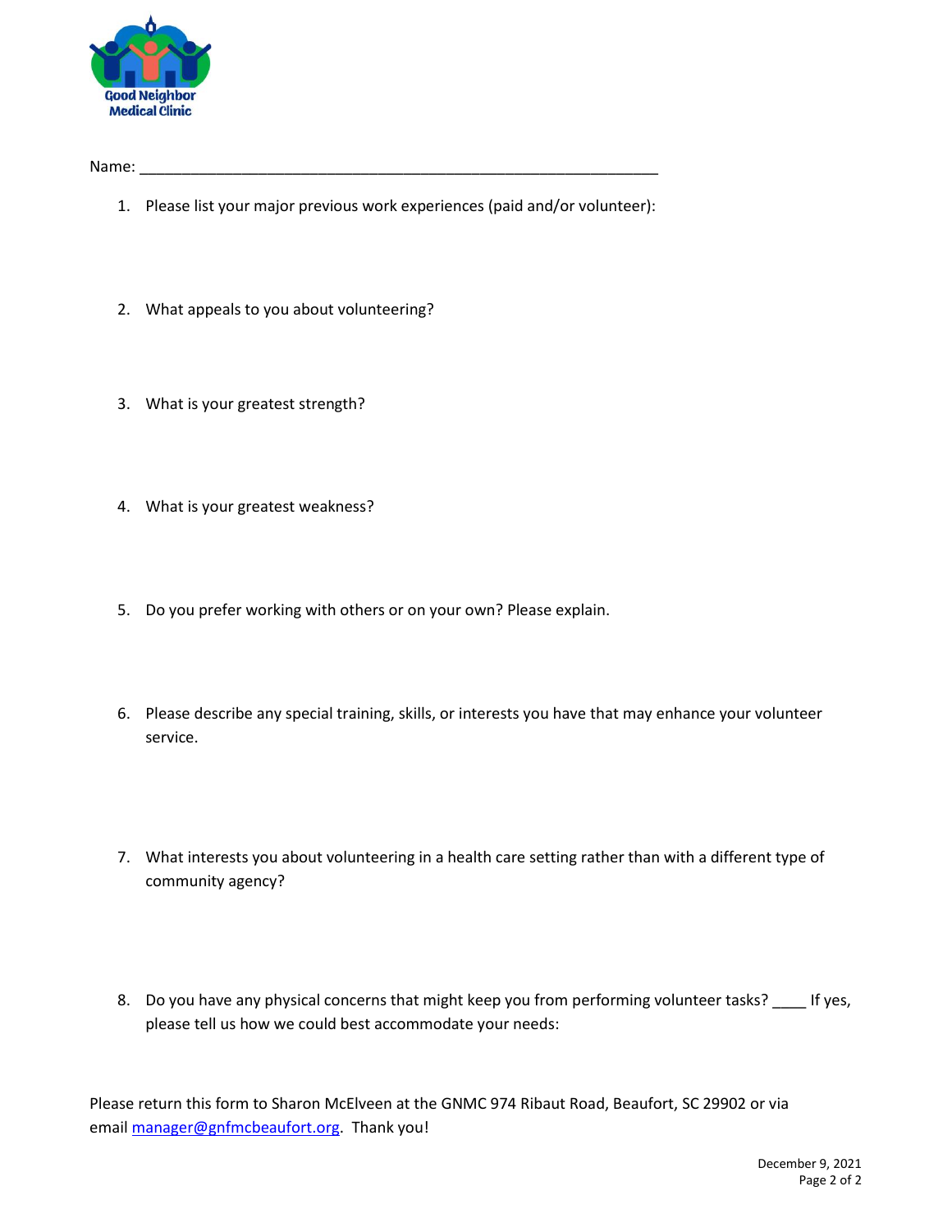Good Neighbor Medical Clinic

Name: ________________________________________________________________

1. Please list your major previous work experiences (paid and/or volunteer):

2. What appeals to you about volunteering?

3. What is your greatest strength?

4. What is your greatest weakness?

5. Do you prefer working with others or on your own? Please explain.

6. Please describe any special training, skills, or interests you have that may enhance your volunteer service.

7. What interests you about volunteering in a health care setting rather than with a different type of community agency?

8. Do you have any physical concerns that might keep you from performing volunteer tasks? ____ If yes, please tell us how we could best accommodate your needs:

Please return this form to Sharon McElveen at the GNMC 974 Ribaut Road, Beaufort, SC 29902 or via email manager@gnfmcbeaufort.org. Thank you!

December 9, 2021